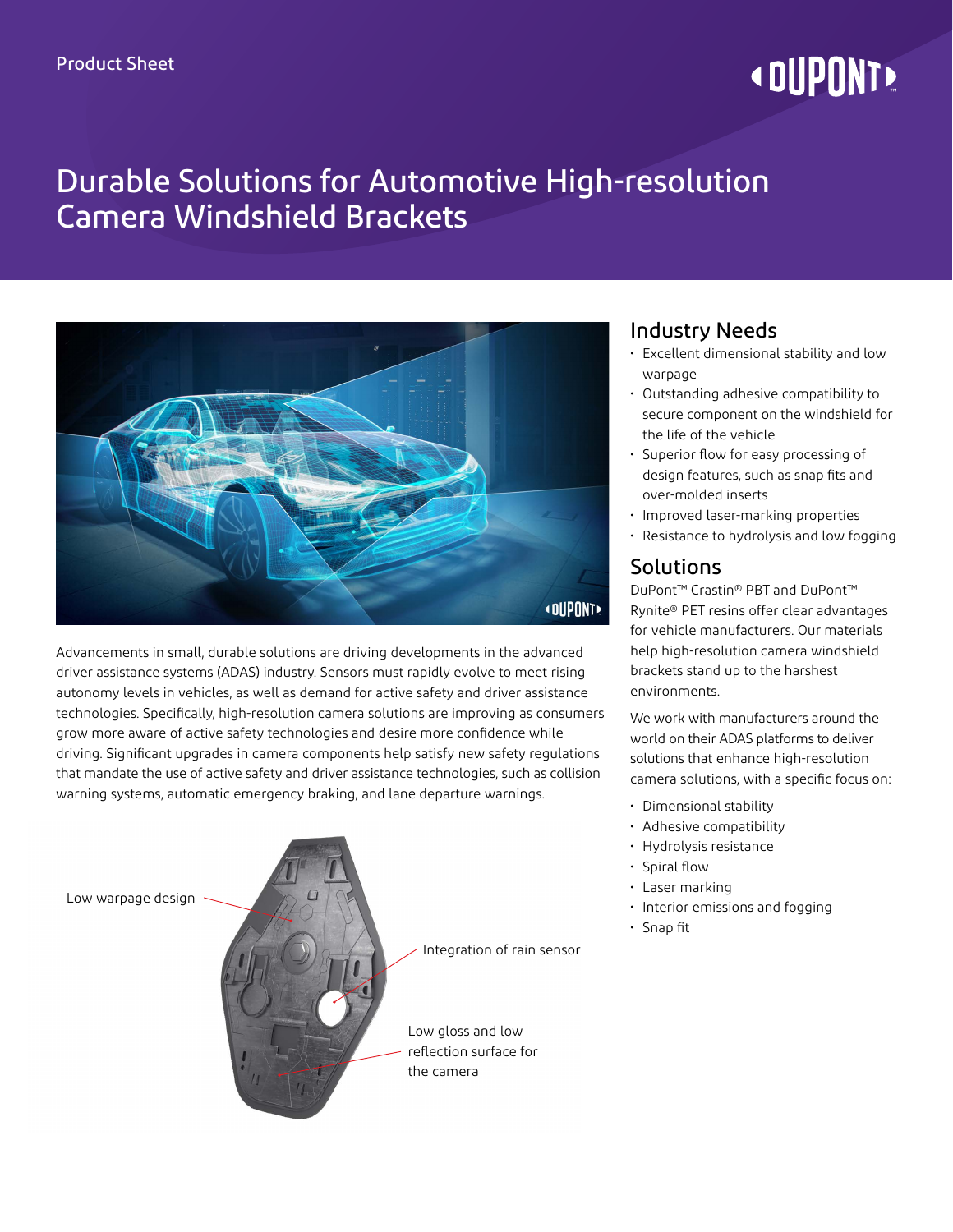Product Sheet

# Durable Solutions for Automotive High-resolution Camera Windshield Brackets

Advancements in small, durable solutions are driving developments in the advanced driver assistance systems (ADAS) industry. Sensors must rapidly evolve to meet rising autonomy levels in vehicles, as well as demand for active safety and driver assistance technologies. Specifically, high-resolution camera solutions are improving as consumers grow more aware of active safety technologies and desire more confidence while driving. Significant upgrades in camera components help satisfy new safety regulations that mandate the use of active safety and driver assistance technologies, such as collision warning systems, automatic emergency braking, and lane departure warnings.

Low warpage design

Integration of rain sensor

Low gloss and low reflection surface for the camera

## Industry Needs

- Excellent dimensional stability and low warpage
- Outstanding adhesive compatibility to secure component on the windshield for the life of the vehicle
- Superior flow for easy processing of design features, such as snap fits and over-molded inserts
- Improved laser-marking properties
- Resistance to hydrolysis and low fogging

## Solutions

DuPont™ Crastin® PBT and DuPont™ Rynite® PET resins offer clear advantages for vehicle manufacturers. Our materials help high-resolution camera windshield brackets stand up to the harshest environments.

We work with manufacturers around the world on their ADAS platforms to deliver solutions that enhance high-resolution camera solutions, with a specific focus on:

- Dimensional stability
- Adhesive compatibility
- Hydrolysis resistance
- Spiral flow
- Laser marking
- Interior emissions and fogging
- Snap fit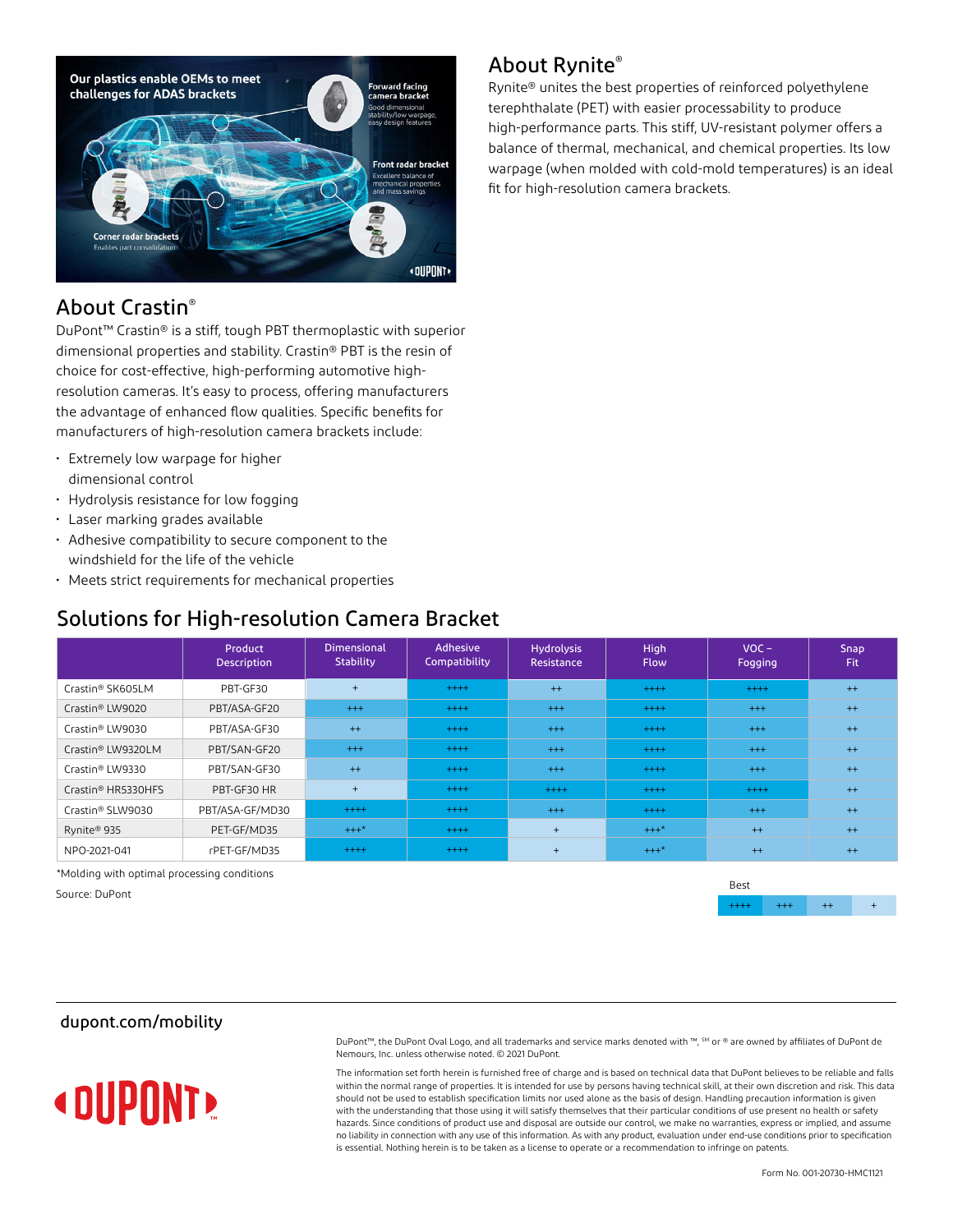Our plastics enable OEMs to meet challenges for ADAS brackets

Forward facing camera bracket
Good dimensional stability/low warpage, easy design features

Front radar bracket
Excellent balance of mechanical properties and mass savings

Corner radar brackets
Enables part consolidation

## About Rynite®

Rynite® unites the best properties of reinforced polyethylene terephthalate (PET) with easier processability to produce high-performance parts. This stiff, UV-resistant polymer offers a balance of thermal, mechanical, and chemical properties. Its low warpage (when molded with cold-mold temperatures) is an ideal fit for high-resolution camera brackets.

## About Crastin®

DuPont™ Crastin® is a stiff, tough PBT thermoplastic with superior dimensional properties and stability. Crastin® PBT is the resin of choice for cost-effective, high-performing automotive high-resolution cameras. It's easy to process, offering manufacturers the advantage of enhanced flow qualities. Specific benefits for manufacturers of high-resolution camera brackets include:

- Extremely low warpage for higher dimensional control
- Hydrolysis resistance for low fogging
- Laser marking grades available
- Adhesive compatibility to secure component to the windshield for the life of the vehicle
- Meets strict requirements for mechanical properties

## Solutions for High-resolution Camera Bracket

| | Product Description | Dimensional Stability | Adhesive Compatibility | Hydrolysis Resistance | High Flow | VOC – Fogging | Snap Fit |
|---|---|---|---|---|---|---|---|
| Crastin® SK605LM | PBT-GF30 | + | ++++ | ++ | ++++ | ++++ | ++ |
| Crastin® LW9020 | PBT/ASA-GF20 | +++ | ++++ | +++ | ++++ | +++ | ++ |
| Crastin® LW9030 | PBT/ASA-GF30 | ++ | ++++ | +++ | ++++ | +++ | ++ |
| Crastin® LW9320LM | PBT/SAN-GF20 | +++ | ++++ | +++ | ++++ | +++ | ++ |
| Crastin® LW9330 | PBT/SAN-GF30 | ++ | ++++ | +++ | ++++ | +++ | ++ |
| Crastin® HR5330HFS | PBT-GF30 HR | + | ++++ | ++++ | ++++ | ++++ | ++ |
| Crastin® SLW9030 | PBT/ASA-GF/MD30 | ++++ | ++++ | +++ | ++++ | +++ | ++ |
| Rynite® 935 | PET-GF/MD35 | +++* | ++++ | + | +++* | ++ | ++ |
| NPO-2021-041 | rPET-GF/MD35 | ++++ | ++++ | + | +++* | ++ | ++ |

*Molding with optimal processing conditions

Source: DuPont

Best

++++ +++ ++ +

dupont.com/mobility

DuPont™, the DuPont Oval Logo, and all trademarks and service marks denoted with ™, SM or ® are owned by affiliates of DuPont de Nemours, Inc. unless otherwise noted. © 2021 DuPont.

The information set forth herein is furnished free of charge and is based on technical data that DuPont believes to be reliable and falls within the normal range of properties. It is intended for use by persons having technical skill, at their own discretion and risk. This data should not be used to establish specification limits nor used alone as the basis of design. Handling precaution information is given with the understanding that those using it will satisfy themselves that their particular conditions of use present no health or safety hazards. Since conditions of product use and disposal are outside our control, we make no warranties, express or implied, and assume no liability in connection with any use of this information. As with any product, evaluation under end-use conditions prior to specification is essential. Nothing herein is to be taken as a license to operate or a recommendation to infringe on patents.

Form No. 001-20730-HMC1121